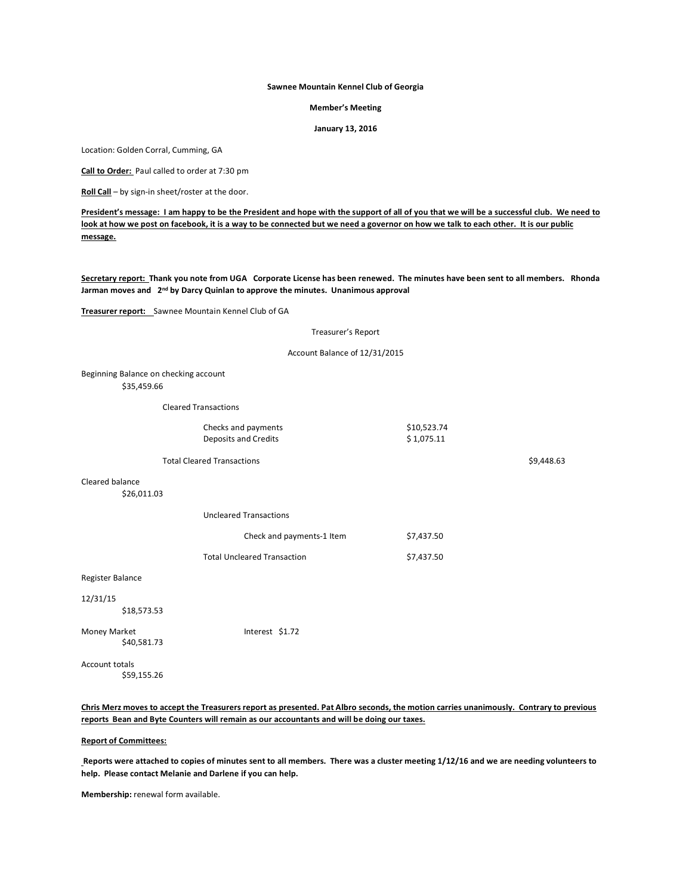**Sawnee Mountain Kennel Club of Georgia**

**Member's Meeting**

**January 13, 2016**

Location: Golden Corral, Cumming, GA

**Call to Order:** Paul called to order at 7:30 pm

**Roll Call** – by sign-in sheet/roster at the door.

**President's message: I am happy to be the President and hope with the support of all of you that we will be a successful club. We need to look at how we post on facebook, it is a way to be connected but we need a governor on how we talk to each other. It is our public message.**

**Secretary report: Thank you note from UGA Corporate License has been renewed. The minutes have been sent to all members. Rhonda Jarman moves and 2nd by Darcy Quinlan to approve the minutes. Unanimous approval**

**Treasurer report:** Sawnee Mountain Kennel Club of GA

Treasurer's Report

Account Balance of 12/31/2015

Beginning Balance on checking account
$35,459.66

Cleared Transactions

| | | |
|---|---|---|
| Checks and payments | $10,523.74 | |
| Deposits and Credits | $ 1,075.11 | |
| Total Cleared Transactions | | $9,448.63 |

Cleared balance
$26,011.03

Uncleared Transactions

| | |
|---|---|
| Check and payments-1 Item | $7,437.50 |
| Total Uncleared Transaction | $7,437.50 |

Register Balance

12/31/15
$18,573.53

Money Market — Interest $1.72
$40,581.73

Account totals
$59,155.26

**Chris Merz moves to accept the Treasurers report as presented. Pat Albro seconds, the motion carries unanimously. Contrary to previous reports Bean and Byte Counters will remain as our accountants and will be doing our taxes.**

**Report of Committees:**

**Reports were attached to copies of minutes sent to all members. There was a cluster meeting 1/12/16 and we are needing volunteers to help. Please contact Melanie and Darlene if you can help.**

**Membership:** renewal form available.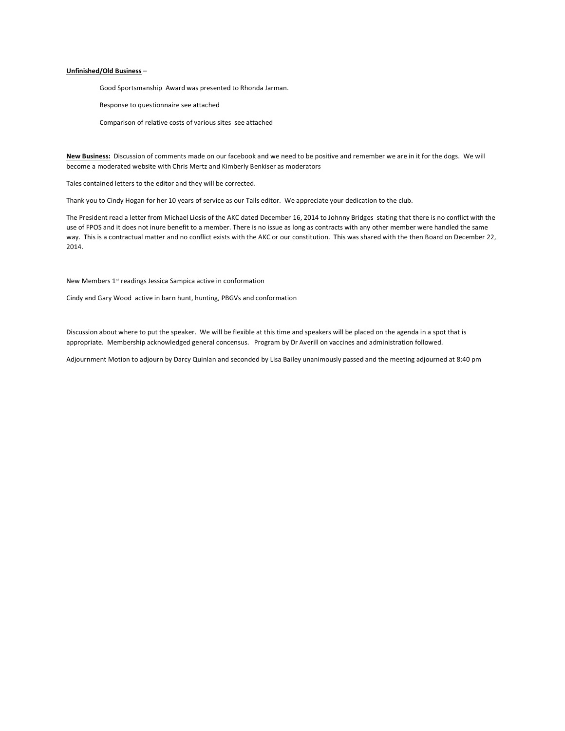<u>**Unfinished/Old Business**</u> –

Good Sportsmanship Award was presented to Rhonda Jarman.

Response to questionnaire see attached

Comparison of relative costs of various sites see attached

<u>**New Business:**</u> Discussion of comments made on our facebook and we need to be positive and remember we are in it for the dogs. We will become a moderated website with Chris Mertz and Kimberly Benkiser as moderators

Tales contained letters to the editor and they will be corrected.

Thank you to Cindy Hogan for her 10 years of service as our Tails editor. We appreciate your dedication to the club.

The President read a letter from Michael Liosis of the AKC dated December 16, 2014 to Johnny Bridges stating that there is no conflict with the use of FPOS and it does not inure benefit to a member. There is no issue as long as contracts with any other member were handled the same way. This is a contractual matter and no conflict exists with the AKC or our constitution. This was shared with the then Board on December 22, 2014.

New Members 1st readings Jessica Sampica active in conformation

Cindy and Gary Wood active in barn hunt, hunting, PBGVs and conformation

Discussion about where to put the speaker. We will be flexible at this time and speakers will be placed on the agenda in a spot that is appropriate. Membership acknowledged general concensus. Program by Dr Averill on vaccines and administration followed.

Adjournment Motion to adjourn by Darcy Quinlan and seconded by Lisa Bailey unanimously passed and the meeting adjourned at 8:40 pm